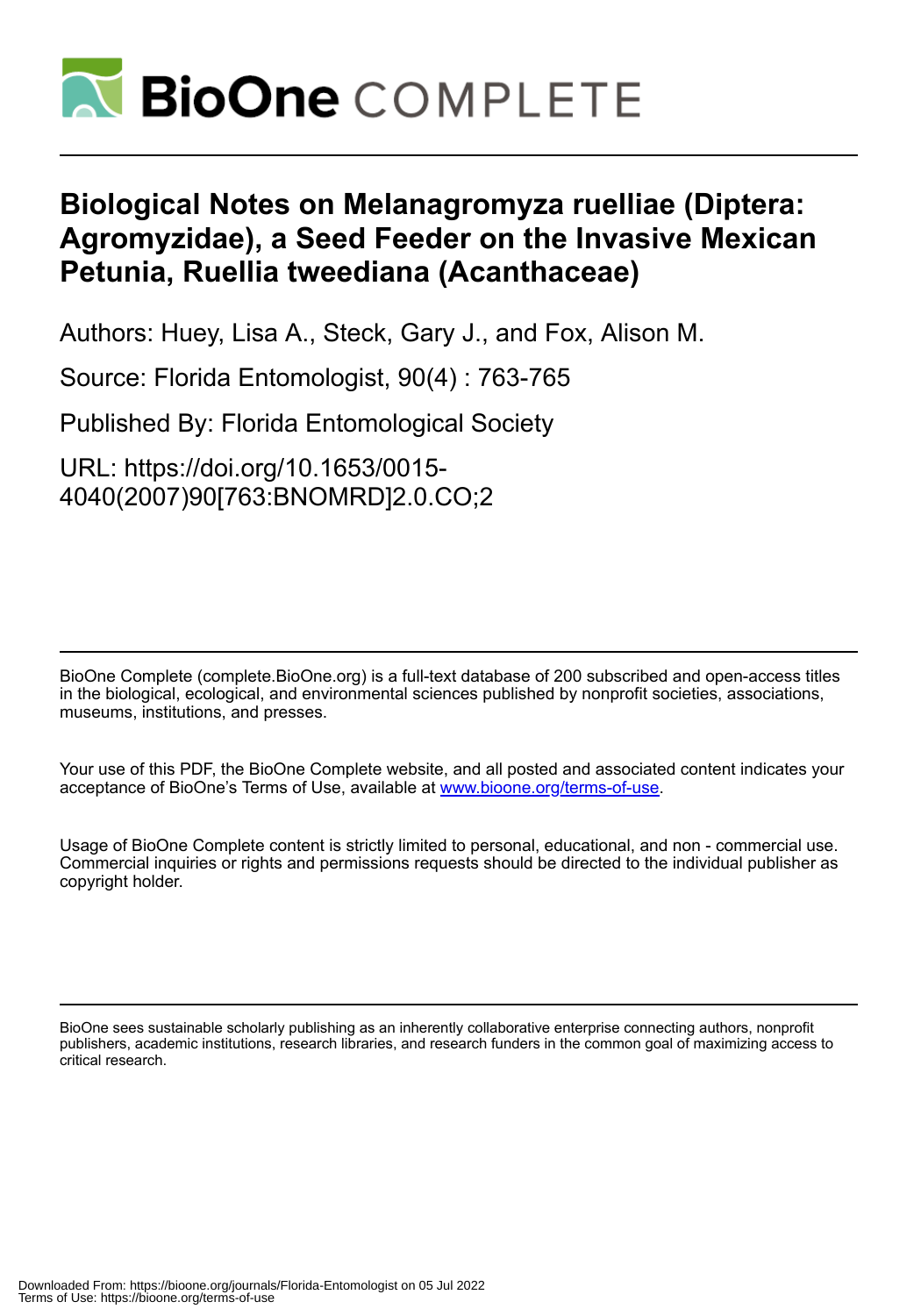# Biological Notes on Melanagromyza ruelliae (Diptera: Agromyzidae), a Seed Feeder on the Invasive Mexican Petunia, Ruellia tweediana (Acanthaceae)

Authors: Huey, Lisa A., Steck, Gary J., and Fox, Alison M.

Source: Florida Entomologist, 90(4) : 763-765

Published By: Florida Entomological Society

URL: https://doi.org/10.1653/0015-4040(2007)90[763:BNOMRD]2.0.CO;2

BioOne Complete (complete.BioOne.org) is a full-text database of 200 subscribed and open-access titles in the biological, ecological, and environmental sciences published by nonprofit societies, associations, museums, institutions, and presses.

Your use of this PDF, the BioOne Complete website, and all posted and associated content indicates your acceptance of BioOne's Terms of Use, available at www.bioone.org/terms-of-use.

Usage of BioOne Complete content is strictly limited to personal, educational, and non - commercial use. Commercial inquiries or rights and permissions requests should be directed to the individual publisher as copyright holder.

BioOne sees sustainable scholarly publishing as an inherently collaborative enterprise connecting authors, nonprofit publishers, academic institutions, research libraries, and research funders in the common goal of maximizing access to critical research.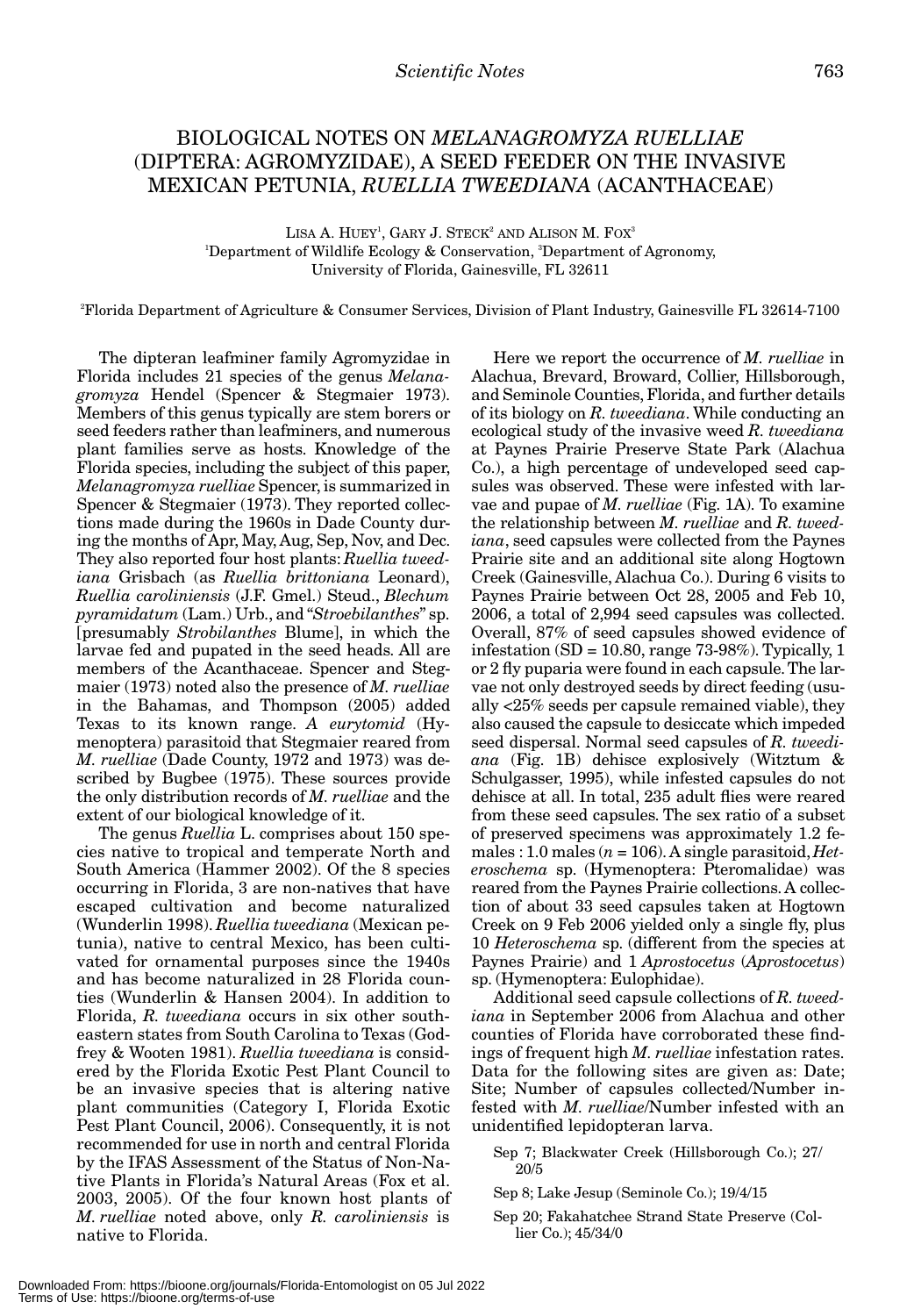# BIOLOGICAL NOTES ON *MELANAGROMYZA RUELLIAE* (DIPTERA: AGROMYZIDAE), A SEED FEEDER ON THE INVASIVE MEXICAN PETUNIA, *RUELLIA TWEEDIANA* (ACANTHACEAE)

LISA A. HUEY[1], GARY J. STECK[2] AND ALISON M. FOX[3]

[1]Department of Wildlife Ecology & Conservation, [3]Department of Agronomy, University of Florida, Gainesville, FL 32611

[2]Florida Department of Agriculture & Consumer Services, Division of Plant Industry, Gainesville FL 32614-7100

The dipteran leafminer family Agromyzidae in Florida includes 21 species of the genus *Melanagromyza* Hendel (Spencer & Stegmaier 1973). Members of this genus typically are stem borers or seed feeders rather than leafminers, and numerous plant families serve as hosts. Knowledge of the Florida species, including the subject of this paper, *Melanagromyza ruelliae* Spencer, is summarized in Spencer & Stegmaier (1973). They reported collections made during the 1960s in Dade County during the months of Apr, May, Aug, Sep, Nov, and Dec. They also reported four host plants: *Ruellia tweediana* Grisbach (as *Ruellia brittoniana* Leonard), *Ruellia caroliniensis* (J.F. Gmel.) Steud., *Blechum pyramidatum* (Lam.) Urb., and "*Stroebilanthes*" sp. [presumably *Strobilanthes* Blume], in which the larvae fed and pupated in the seed heads. All are members of the Acanthaceae. Spencer and Stegmaier (1973) noted also the presence of *M. ruelliae* in the Bahamas, and Thompson (2005) added Texas to its known range. *A eurytomid* (Hymenoptera) parasitoid that Stegmaier reared from *M. ruelliae* (Dade County, 1972 and 1973) was described by Bugbee (1975). These sources provide the only distribution records of *M. ruelliae* and the extent of our biological knowledge of it.

The genus *Ruellia* L. comprises about 150 species native to tropical and temperate North and South America (Hammer 2002). Of the 8 species occurring in Florida, 3 are non-natives that have escaped cultivation and become naturalized (Wunderlin 1998). *Ruellia tweediana* (Mexican petunia), native to central Mexico, has been cultivated for ornamental purposes since the 1940s and has become naturalized in 28 Florida counties (Wunderlin & Hansen 2004). In addition to Florida, *R. tweediana* occurs in six other southeastern states from South Carolina to Texas (Godfrey & Wooten 1981). *Ruellia tweediana* is considered by the Florida Exotic Pest Plant Council to be an invasive species that is altering native plant communities (Category I, Florida Exotic Pest Plant Council, 2006). Consequently, it is not recommended for use in north and central Florida by the IFAS Assessment of the Status of Non-Native Plants in Florida's Natural Areas (Fox et al. 2003, 2005). Of the four known host plants of *M. ruelliae* noted above, only *R. caroliniensis* is native to Florida.

Here we report the occurrence of *M. ruelliae* in Alachua, Brevard, Broward, Collier, Hillsborough, and Seminole Counties, Florida, and further details of its biology on *R. tweediana*. While conducting an ecological study of the invasive weed *R. tweediana* at Paynes Prairie Preserve State Park (Alachua Co.), a high percentage of undeveloped seed capsules was observed. These were infested with larvae and pupae of *M. ruelliae* (Fig. 1A). To examine the relationship between *M. ruelliae* and *R. tweediana*, seed capsules were collected from the Paynes Prairie site and an additional site along Hogtown Creek (Gainesville, Alachua Co.). During 6 visits to Paynes Prairie between Oct 28, 2005 and Feb 10, 2006, a total of 2,994 seed capsules was collected. Overall, 87% of seed capsules showed evidence of infestation (SD = 10.80, range 73-98%). Typically, 1 or 2 fly puparia were found in each capsule. The larvae not only destroyed seeds by direct feeding (usually <25% seeds per capsule remained viable), they also caused the capsule to desiccate which impeded seed dispersal. Normal seed capsules of *R. tweediana* (Fig. 1B) dehisce explosively (Witztum & Schulgasser, 1995), while infested capsules do not dehisce at all. In total, 235 adult flies were reared from these seed capsules. The sex ratio of a subset of preserved specimens was approximately 1.2 females : 1.0 males ($n$ = 106). A single parasitoid, *Heteroschema* sp. (Hymenoptera: Pteromalidae) was reared from the Paynes Prairie collections. A collection of about 33 seed capsules taken at Hogtown Creek on 9 Feb 2006 yielded only a single fly, plus 10 *Heteroschema* sp. (different from the species at Paynes Prairie) and 1 *Aprostocetus* (*Aprostocetus*) sp. (Hymenoptera: Eulophidae).

Additional seed capsule collections of *R. tweediana* in September 2006 from Alachua and other counties of Florida have corroborated these findings of frequent high *M. ruelliae* infestation rates. Data for the following sites are given as: Date; Site; Number of capsules collected/Number infested with *M. ruelliae*/Number infested with an unidentified lepidopteran larva.

- Sep 7; Blackwater Creek (Hillsborough Co.); 27/20/5
- Sep 8; Lake Jesup (Seminole Co.); 19/4/15
- Sep 20; Fakahatchee Strand State Preserve (Collier Co.); 45/34/0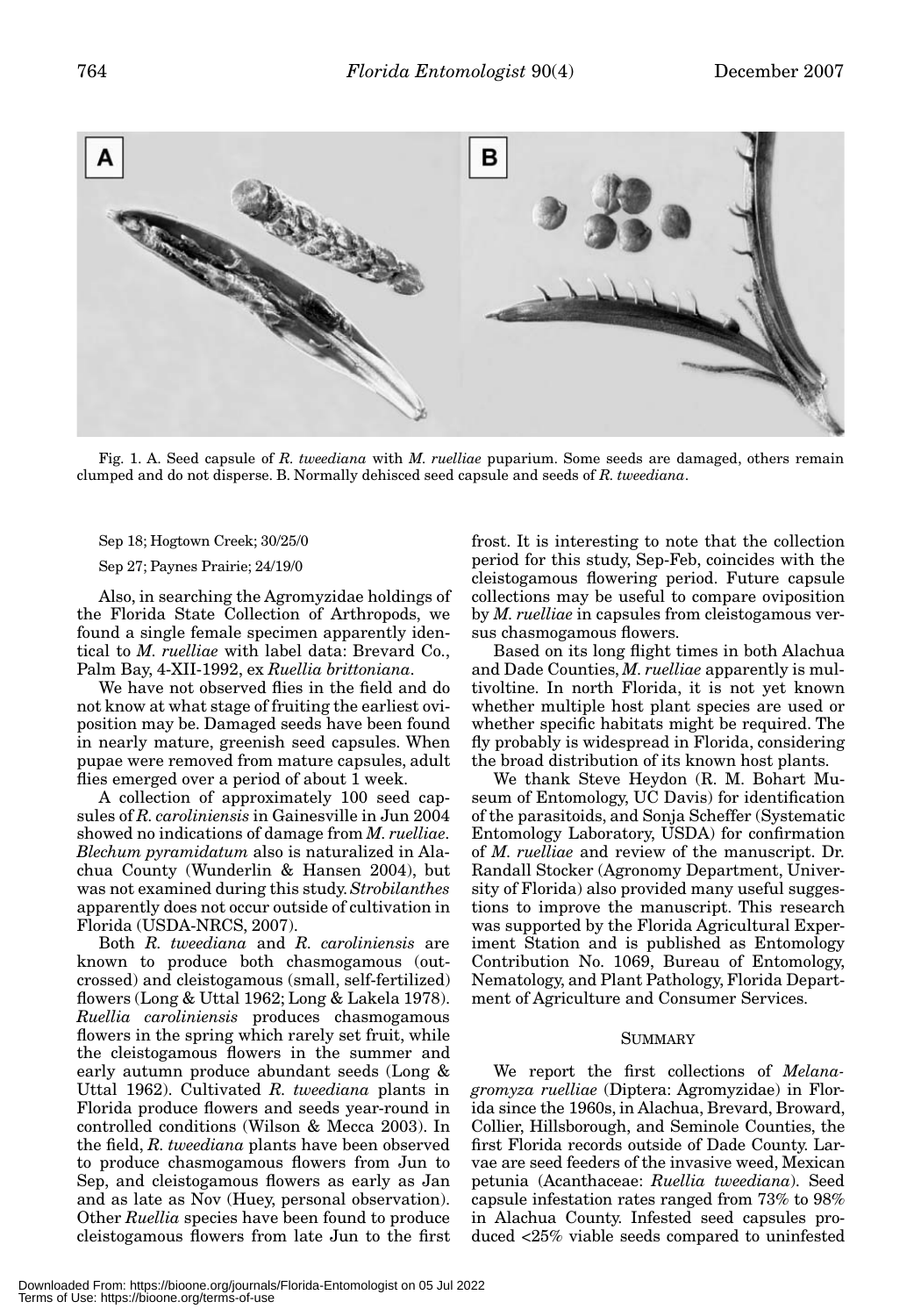Fig. 1. A. Seed capsule of *R. tweediana* with *M. ruelliae* puparium. Some seeds are damaged, others remain clumped and do not disperse. B. Normally dehisced seed capsule and seeds of *R. tweediana*.

Sep 18; Hogtown Creek; 30/25/0

Sep 27; Paynes Prairie; 24/19/0

Also, in searching the Agromyzidae holdings of the Florida State Collection of Arthropods, we found a single female specimen apparently identical to *M. ruelliae* with label data: Brevard Co., Palm Bay, 4-XII-1992, ex *Ruellia brittoniana*.

We have not observed flies in the field and do not know at what stage of fruiting the earliest oviposition may be. Damaged seeds have been found in nearly mature, greenish seed capsules. When pupae were removed from mature capsules, adult flies emerged over a period of about 1 week.

A collection of approximately 100 seed capsules of *R. caroliniensis* in Gainesville in Jun 2004 showed no indications of damage from *M. ruelliae*. *Blechum pyramidatum* also is naturalized in Alachua County (Wunderlin & Hansen 2004), but was not examined during this study. *Strobilanthes* apparently does not occur outside of cultivation in Florida (USDA-NRCS, 2007).

Both *R. tweediana* and *R. caroliniensis* are known to produce both chasmogamous (outcrossed) and cleistogamous (small, self-fertilized) flowers (Long & Uttal 1962; Long & Lakela 1978). *Ruellia caroliniensis* produces chasmogamous flowers in the spring which rarely set fruit, while the cleistogamous flowers in the summer and early autumn produce abundant seeds (Long & Uttal 1962). Cultivated *R. tweediana* plants in Florida produce flowers and seeds year-round in controlled conditions (Wilson & Mecca 2003). In the field, *R. tweediana* plants have been observed to produce chasmogamous flowers from Jun to Sep, and cleistogamous flowers as early as Jan and as late as Nov (Huey, personal observation). Other *Ruellia* species have been found to produce cleistogamous flowers from late Jun to the first frost. It is interesting to note that the collection period for this study, Sep-Feb, coincides with the cleistogamous flowering period. Future capsule collections may be useful to compare oviposition by *M. ruelliae* in capsules from cleistogamous versus chasmogamous flowers.

Based on its long flight times in both Alachua and Dade Counties, *M. ruelliae* apparently is multivoltine. In north Florida, it is not yet known whether multiple host plant species are used or whether specific habitats might be required. The fly probably is widespread in Florida, considering the broad distribution of its known host plants.

We thank Steve Heydon (R. M. Bohart Museum of Entomology, UC Davis) for identification of the parasitoids, and Sonja Scheffer (Systematic Entomology Laboratory, USDA) for confirmation of *M. ruelliae* and review of the manuscript. Dr. Randall Stocker (Agronomy Department, University of Florida) also provided many useful suggestions to improve the manuscript. This research was supported by the Florida Agricultural Experiment Station and is published as Entomology Contribution No. 1069, Bureau of Entomology, Nematology, and Plant Pathology, Florida Department of Agriculture and Consumer Services.

## SUMMARY

We report the first collections of *Melanagromyza ruelliae* (Diptera: Agromyzidae) in Florida since the 1960s, in Alachua, Brevard, Broward, Collier, Hillsborough, and Seminole Counties, the first Florida records outside of Dade County. Larvae are seed feeders of the invasive weed, Mexican petunia (Acanthaceae: *Ruellia tweediana*). Seed capsule infestation rates ranged from 73% to 98% in Alachua County. Infested seed capsules produced <25% viable seeds compared to uninfested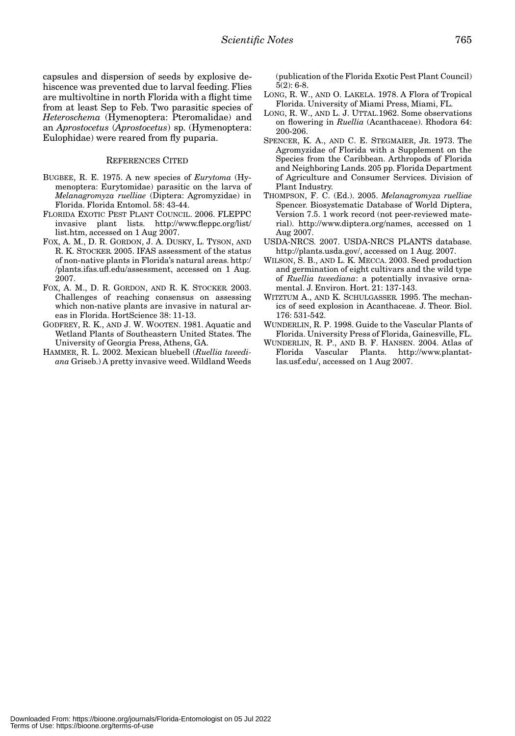capsules and dispersion of seeds by explosive dehiscence was prevented due to larval feeding. Flies are multivoltine in north Florida with a flight time from at least Sep to Feb. Two parasitic species of *Heteroschema* (Hymenoptera: Pteromalidae) and an *Aprostocetus* (*Aprostocetus*) sp. (Hymenoptera: Eulophidae) were reared from fly puparia.

## REFERENCES CITED

BUGBEE, R. E. 1975. A new species of *Eurytoma* (Hymenoptera: Eurytomidae) parasitic on the larva of *Melanagromyza ruelliae* (Diptera: Agromyzidae) in Florida. Florida Entomol. 58: 43-44.

FLORIDA EXOTIC PEST PLANT COUNCIL. 2006. FLEPPC invasive plant lists. http://www.fleppc.org/list/list.htm, accessed on 1 Aug 2007.

FOX, A. M., D. R. GORDON, J. A. DUSKY, L. TYSON, AND R. K. STOCKER. 2005. IFAS assessment of the status of non-native plants in Florida's natural areas. http://plants.ifas.ufl.edu/assessment, accessed on 1 Aug. 2007.

FOX, A. M., D. R. GORDON, AND R. K. STOCKER. 2003. Challenges of reaching consensus on assessing which non-native plants are invasive in natural areas in Florida. HortScience 38: 11-13.

GODFREY, R. K., AND J. W. WOOTEN. 1981. Aquatic and Wetland Plants of Southeastern United States. The University of Georgia Press, Athens, GA.

HAMMER, R. L. 2002. Mexican bluebell (*Ruellia tweediana* Griseb.) A pretty invasive weed. Wildland Weeds (publication of the Florida Exotic Pest Plant Council) 5(2): 6-8.

LONG, R. W., AND O. LAKELA. 1978. A Flora of Tropical Florida. University of Miami Press, Miami, FL.

LONG, R. W., AND L. J. UTTAL.1962. Some observations on flowering in *Ruellia* (Acanthaceae). Rhodora 64: 200-206.

SPENCER, K. A., AND C. E. STEGMAIER, JR. 1973. The Agromyzidae of Florida with a Supplement on the Species from the Caribbean. Arthropods of Florida and Neighboring Lands. 205 pp. Florida Department of Agriculture and Consumer Services. Division of Plant Industry.

THOMPSON, F. C. (Ed.). 2005. *Melanagromyza ruelliae* Spencer. Biosystematic Database of World Diptera, Version 7.5. 1 work record (not peer-reviewed material). http://www.diptera.org/names, accessed on 1 Aug 2007.

USDA-NRCS. 2007. USDA-NRCS PLANTS database. http://plants.usda.gov/, accessed on 1 Aug. 2007.

WILSON, S. B., AND L. K. MECCA. 2003. Seed production and germination of eight cultivars and the wild type of *Ruellia tweediana*: a potentially invasive ornamental. J. Environ. Hort. 21: 137-143.

WITZTUM A., AND K. SCHULGASSER. 1995. The mechanics of seed explosion in Acanthaceae. J. Theor. Biol. 176: 531-542.

WUNDERLIN, R. P. 1998. Guide to the Vascular Plants of Florida. University Press of Florida, Gainesville, FL.

WUNDERLIN, R. P., AND B. F. HANSEN. 2004. Atlas of Florida Vascular Plants. http://www.plantatlas.usf.edu/, accessed on 1 Aug 2007.